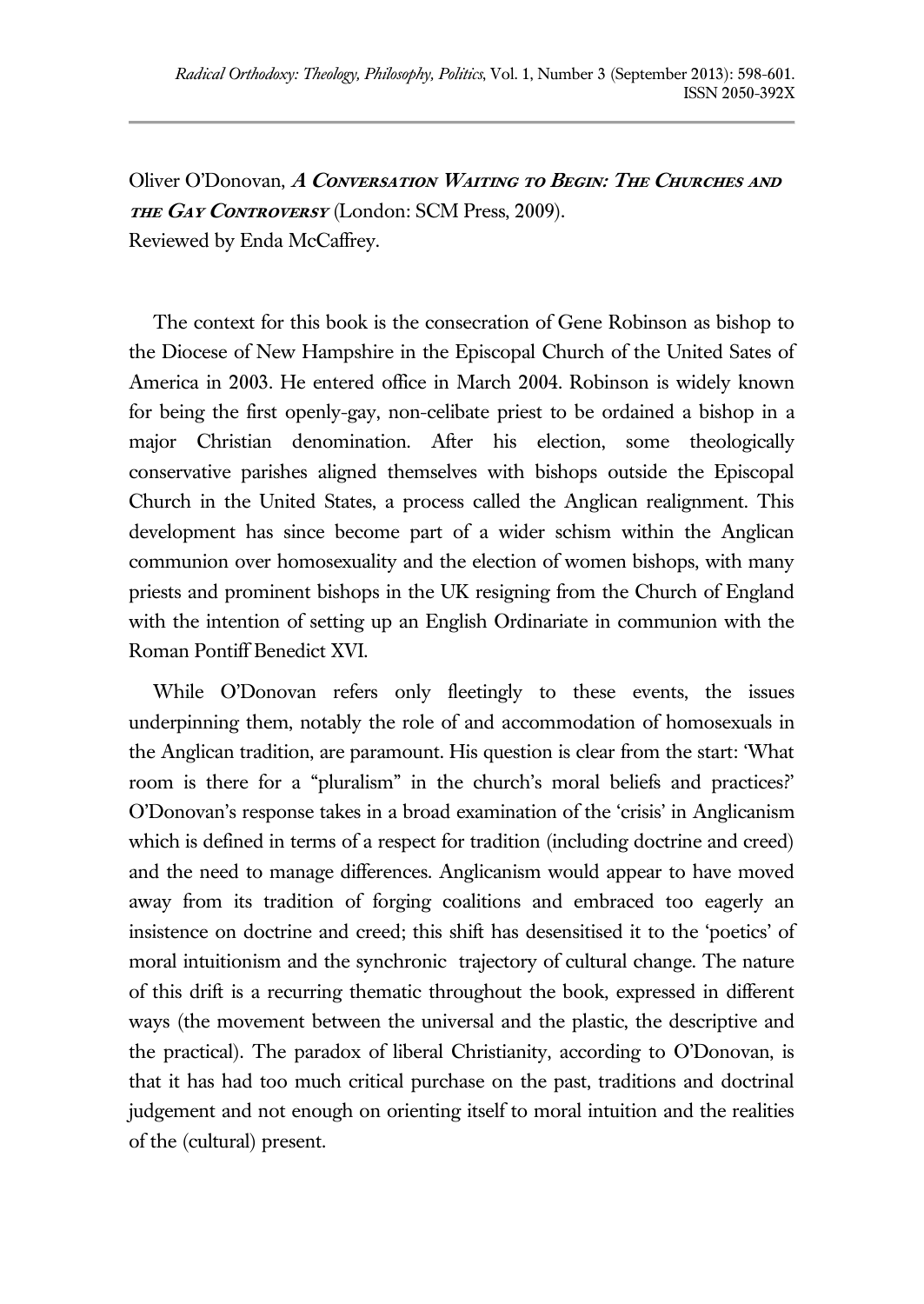Oliver O'Donovan, ***A Conversation Waiting to Begin: The Churches and the Gay Controversy*** (London: SCM Press, 2009).
Reviewed by Enda McCaffrey.

The context for this book is the consecration of Gene Robinson as bishop to the Diocese of New Hampshire in the Episcopal Church of the United Sates of America in 2003. He entered office in March 2004. Robinson is widely known for being the first openly-gay, non-celibate priest to be ordained a bishop in a major Christian denomination. After his election, some theologically conservative parishes aligned themselves with bishops outside the Episcopal Church in the United States, a process called the Anglican realignment. This development has since become part of a wider schism within the Anglican communion over homosexuality and the election of women bishops, with many priests and prominent bishops in the UK resigning from the Church of England with the intention of setting up an English Ordinariate in communion with the Roman Pontiff Benedict XVI.

While O'Donovan refers only fleetingly to these events, the issues underpinning them, notably the role of and accommodation of homosexuals in the Anglican tradition, are paramount. His question is clear from the start: 'What room is there for a "pluralism" in the church's moral beliefs and practices?' O'Donovan's response takes in a broad examination of the 'crisis' in Anglicanism which is defined in terms of a respect for tradition (including doctrine and creed) and the need to manage differences. Anglicanism would appear to have moved away from its tradition of forging coalitions and embraced too eagerly an insistence on doctrine and creed; this shift has desensitised it to the 'poetics' of moral intuitionism and the synchronic trajectory of cultural change. The nature of this drift is a recurring thematic throughout the book, expressed in different ways (the movement between the universal and the plastic, the descriptive and the practical). The paradox of liberal Christianity, according to O'Donovan, is that it has had too much critical purchase on the past, traditions and doctrinal judgement and not enough on orienting itself to moral intuition and the realities of the (cultural) present.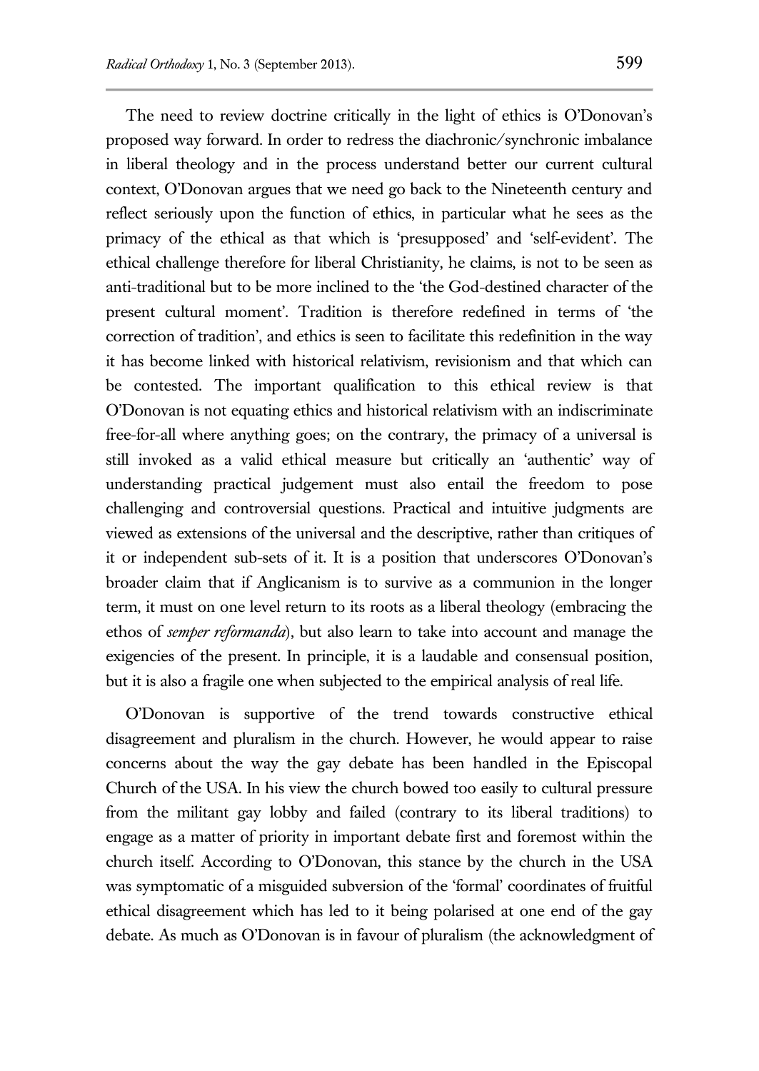The need to review doctrine critically in the light of ethics is O'Donovan's proposed way forward. In order to redress the diachronic/synchronic imbalance in liberal theology and in the process understand better our current cultural context, O'Donovan argues that we need go back to the Nineteenth century and reflect seriously upon the function of ethics, in particular what he sees as the primacy of the ethical as that which is 'presupposed' and 'self-evident'. The ethical challenge therefore for liberal Christianity, he claims, is not to be seen as anti-traditional but to be more inclined to the 'the God-destined character of the present cultural moment'. Tradition is therefore redefined in terms of 'the correction of tradition', and ethics is seen to facilitate this redefinition in the way it has become linked with historical relativism, revisionism and that which can be contested. The important qualification to this ethical review is that O'Donovan is not equating ethics and historical relativism with an indiscriminate free-for-all where anything goes; on the contrary, the primacy of a universal is still invoked as a valid ethical measure but critically an 'authentic' way of understanding practical judgement must also entail the freedom to pose challenging and controversial questions. Practical and intuitive judgments are viewed as extensions of the universal and the descriptive, rather than critiques of it or independent sub-sets of it. It is a position that underscores O'Donovan's broader claim that if Anglicanism is to survive as a communion in the longer term, it must on one level return to its roots as a liberal theology (embracing the ethos of *semper reformanda*), but also learn to take into account and manage the exigencies of the present. In principle, it is a laudable and consensual position, but it is also a fragile one when subjected to the empirical analysis of real life.

O'Donovan is supportive of the trend towards constructive ethical disagreement and pluralism in the church. However, he would appear to raise concerns about the way the gay debate has been handled in the Episcopal Church of the USA. In his view the church bowed too easily to cultural pressure from the militant gay lobby and failed (contrary to its liberal traditions) to engage as a matter of priority in important debate first and foremost within the church itself. According to O'Donovan, this stance by the church in the USA was symptomatic of a misguided subversion of the 'formal' coordinates of fruitful ethical disagreement which has led to it being polarised at one end of the gay debate. As much as O'Donovan is in favour of pluralism (the acknowledgment of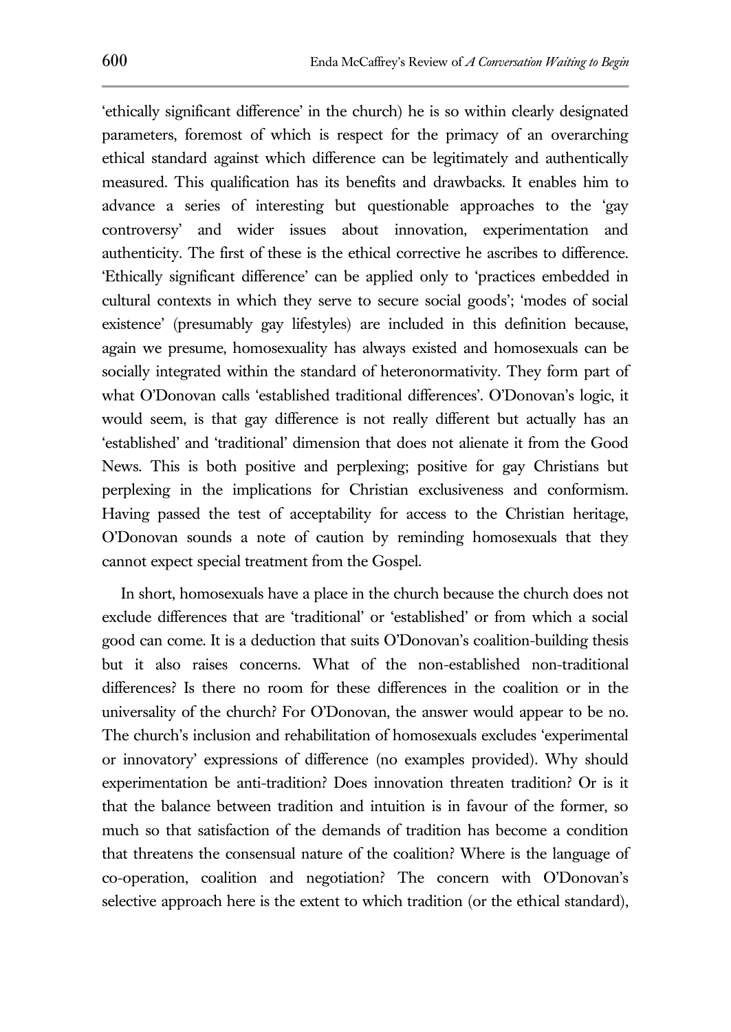'ethically significant difference' in the church) he is so within clearly designated parameters, foremost of which is respect for the primacy of an overarching ethical standard against which difference can be legitimately and authentically measured. This qualification has its benefits and drawbacks. It enables him to advance a series of interesting but questionable approaches to the 'gay controversy' and wider issues about innovation, experimentation and authenticity. The first of these is the ethical corrective he ascribes to difference. 'Ethically significant difference' can be applied only to 'practices embedded in cultural contexts in which they serve to secure social goods'; 'modes of social existence' (presumably gay lifestyles) are included in this definition because, again we presume, homosexuality has always existed and homosexuals can be socially integrated within the standard of heteronormativity. They form part of what O'Donovan calls 'established traditional differences'. O'Donovan's logic, it would seem, is that gay difference is not really different but actually has an 'established' and 'traditional' dimension that does not alienate it from the Good News. This is both positive and perplexing; positive for gay Christians but perplexing in the implications for Christian exclusiveness and conformism. Having passed the test of acceptability for access to the Christian heritage, O'Donovan sounds a note of caution by reminding homosexuals that they cannot expect special treatment from the Gospel.

In short, homosexuals have a place in the church because the church does not exclude differences that are 'traditional' or 'established' or from which a social good can come. It is a deduction that suits O'Donovan's coalition-building thesis but it also raises concerns. What of the non-established non-traditional differences? Is there no room for these differences in the coalition or in the universality of the church? For O'Donovan, the answer would appear to be no. The church's inclusion and rehabilitation of homosexuals excludes 'experimental or innovatory' expressions of difference (no examples provided). Why should experimentation be anti-tradition? Does innovation threaten tradition? Or is it that the balance between tradition and intuition is in favour of the former, so much so that satisfaction of the demands of tradition has become a condition that threatens the consensual nature of the coalition? Where is the language of co-operation, coalition and negotiation? The concern with O'Donovan's selective approach here is the extent to which tradition (or the ethical standard),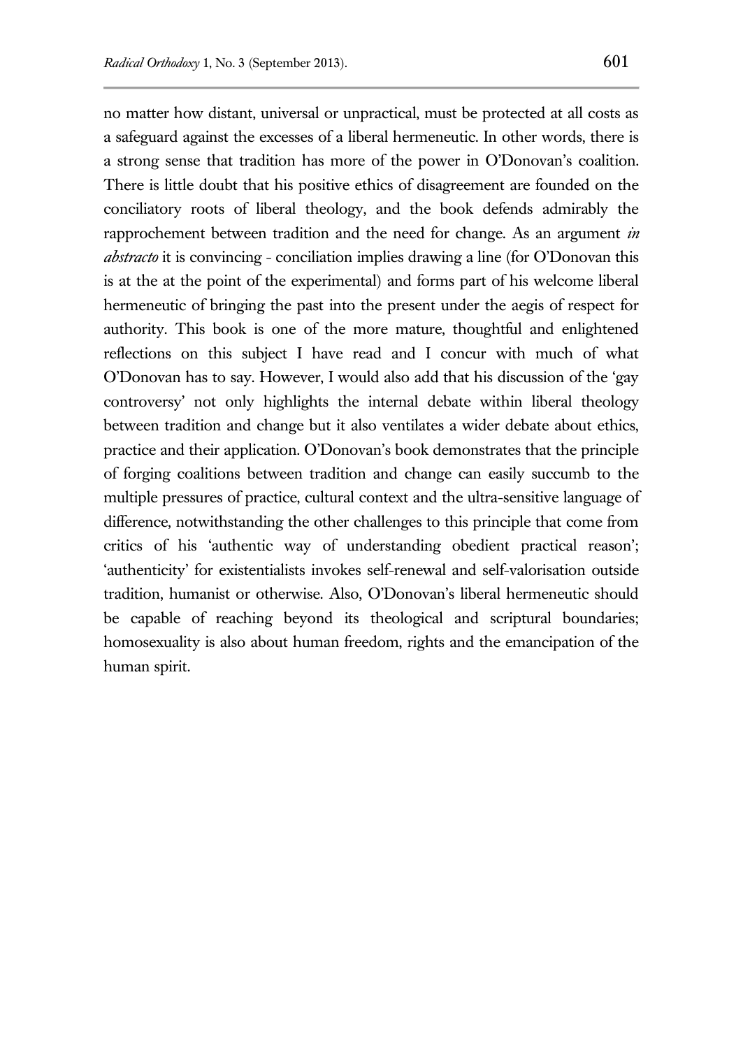no matter how distant, universal or unpractical, must be protected at all costs as a safeguard against the excesses of a liberal hermeneutic. In other words, there is a strong sense that tradition has more of the power in O'Donovan's coalition. There is little doubt that his positive ethics of disagreement are founded on the conciliatory roots of liberal theology, and the book defends admirably the rapprochement between tradition and the need for change. As an argument *in abstracto* it is convincing - conciliation implies drawing a line (for O'Donovan this is at the at the point of the experimental) and forms part of his welcome liberal hermeneutic of bringing the past into the present under the aegis of respect for authority. This book is one of the more mature, thoughtful and enlightened reflections on this subject I have read and I concur with much of what O'Donovan has to say. However, I would also add that his discussion of the 'gay controversy' not only highlights the internal debate within liberal theology between tradition and change but it also ventilates a wider debate about ethics, practice and their application. O'Donovan's book demonstrates that the principle of forging coalitions between tradition and change can easily succumb to the multiple pressures of practice, cultural context and the ultra-sensitive language of difference, notwithstanding the other challenges to this principle that come from critics of his 'authentic way of understanding obedient practical reason'; 'authenticity' for existentialists invokes self-renewal and self-valorisation outside tradition, humanist or otherwise. Also, O'Donovan's liberal hermeneutic should be capable of reaching beyond its theological and scriptural boundaries; homosexuality is also about human freedom, rights and the emancipation of the human spirit.